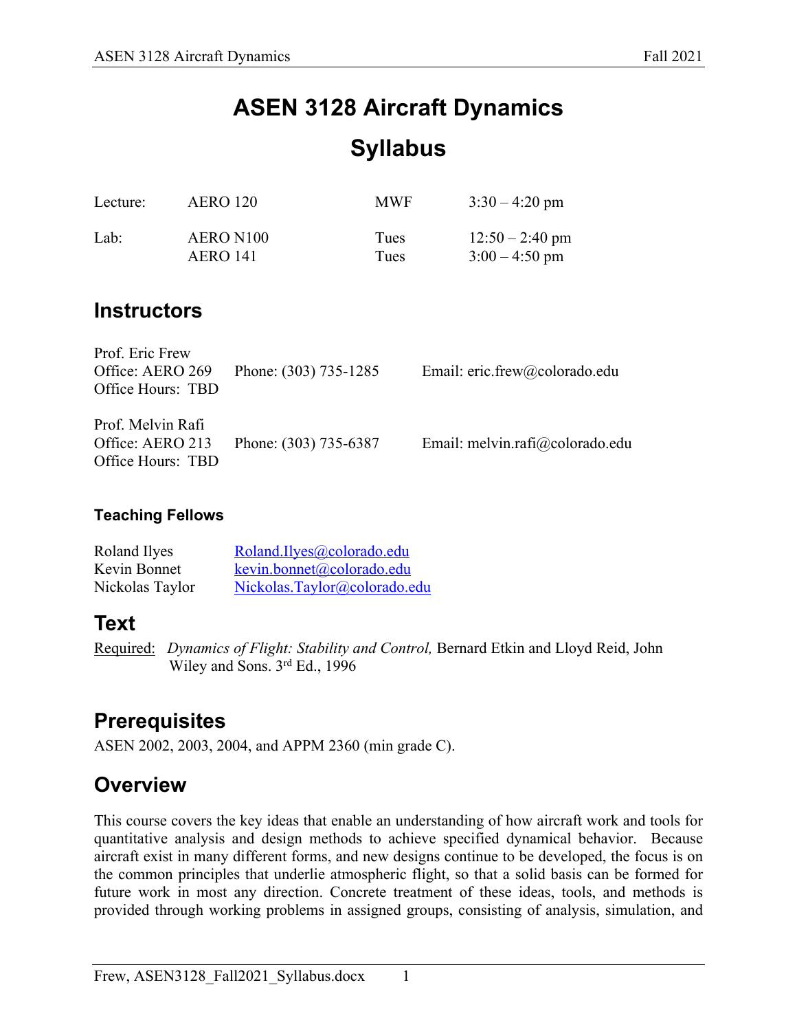# ASEN 3128 Aircraft Dynamics

# Syllabus

| | | | |
|---|---|---|---|
| Lecture: | AERO 120 | MWF | 3:30 – 4:20 pm |
| Lab: | AERO N100 | Tues | 12:50 – 2:40 pm |
| | AERO 141 | Tues | 3:00 – 4:50 pm |

## Instructors

| | | |
|---|---|---|
| Prof. Eric Frew<br>Office: AERO 269<br>Office Hours: TBD | Phone: (303) 735-1285 | Email: eric.frew@colorado.edu |
| Prof. Melvin Rafi<br>Office: AERO 213<br>Office Hours: TBD | Phone: (303) 735-6387 | Email: melvin.rafi@colorado.edu |

### Teaching Fellows

| | |
|---|---|
| Roland Ilyes | Roland.Ilyes@colorado.edu |
| Kevin Bonnet | kevin.bonnet@colorado.edu |
| Nickolas Taylor | Nickolas.Taylor@colorado.edu |

## Text

Required: *Dynamics of Flight: Stability and Control,* Bernard Etkin and Lloyd Reid, John Wiley and Sons. 3rd Ed., 1996

## Prerequisites

ASEN 2002, 2003, 2004, and APPM 2360 (min grade C).

## Overview

This course covers the key ideas that enable an understanding of how aircraft work and tools for quantitative analysis and design methods to achieve specified dynamical behavior. Because aircraft exist in many different forms, and new designs continue to be developed, the focus is on the common principles that underlie atmospheric flight, so that a solid basis can be formed for future work in most any direction. Concrete treatment of these ideas, tools, and methods is provided through working problems in assigned groups, consisting of analysis, simulation, and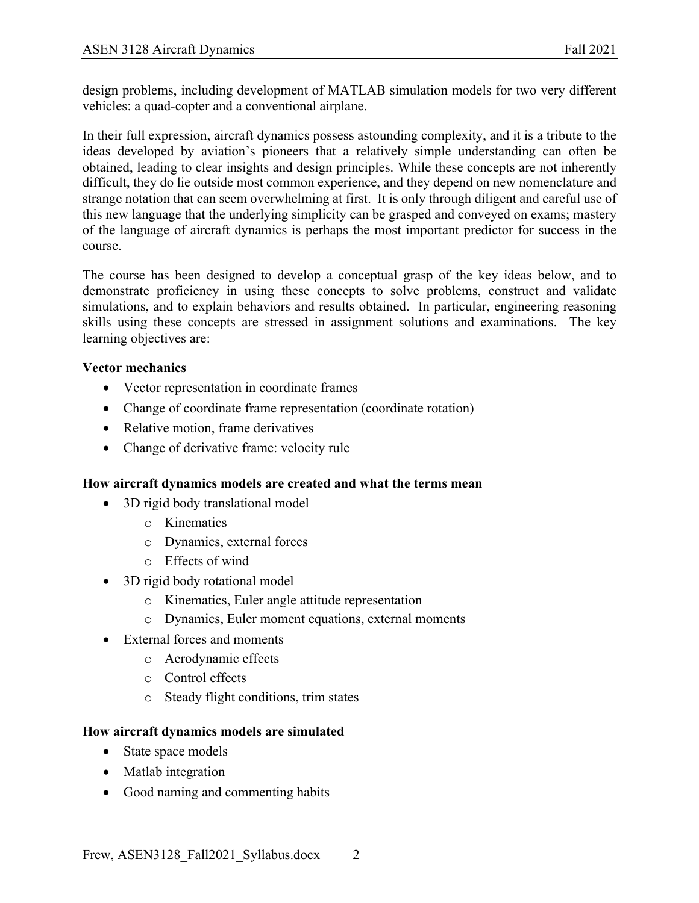design problems, including development of MATLAB simulation models for two very different vehicles: a quad-copter and a conventional airplane.

In their full expression, aircraft dynamics possess astounding complexity, and it is a tribute to the ideas developed by aviation's pioneers that a relatively simple understanding can often be obtained, leading to clear insights and design principles. While these concepts are not inherently difficult, they do lie outside most common experience, and they depend on new nomenclature and strange notation that can seem overwhelming at first. It is only through diligent and careful use of this new language that the underlying simplicity can be grasped and conveyed on exams; mastery of the language of aircraft dynamics is perhaps the most important predictor for success in the course.

The course has been designed to develop a conceptual grasp of the key ideas below, and to demonstrate proficiency in using these concepts to solve problems, construct and validate simulations, and to explain behaviors and results obtained. In particular, engineering reasoning skills using these concepts are stressed in assignment solutions and examinations. The key learning objectives are:

**Vector mechanics**

- Vector representation in coordinate frames
- Change of coordinate frame representation (coordinate rotation)
- Relative motion, frame derivatives
- Change of derivative frame: velocity rule

**How aircraft dynamics models are created and what the terms mean**

- 3D rigid body translational model
  - Kinematics
  - Dynamics, external forces
  - Effects of wind
- 3D rigid body rotational model
  - Kinematics, Euler angle attitude representation
  - Dynamics, Euler moment equations, external moments
- External forces and moments
  - Aerodynamic effects
  - Control effects
  - Steady flight conditions, trim states

**How aircraft dynamics models are simulated**

- State space models
- Matlab integration
- Good naming and commenting habits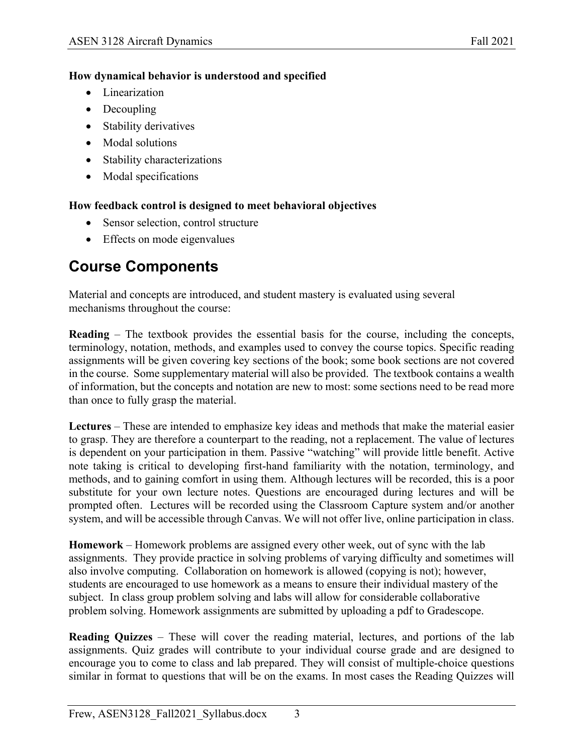**How dynamical behavior is understood and specified**

- Linearization
- Decoupling
- Stability derivatives
- Modal solutions
- Stability characterizations
- Modal specifications

**How feedback control is designed to meet behavioral objectives**

- Sensor selection, control structure
- Effects on mode eigenvalues

# Course Components

Material and concepts are introduced, and student mastery is evaluated using several mechanisms throughout the course:

**Reading** – The textbook provides the essential basis for the course, including the concepts, terminology, notation, methods, and examples used to convey the course topics. Specific reading assignments will be given covering key sections of the book; some book sections are not covered in the course. Some supplementary material will also be provided. The textbook contains a wealth of information, but the concepts and notation are new to most: some sections need to be read more than once to fully grasp the material.

**Lectures** – These are intended to emphasize key ideas and methods that make the material easier to grasp. They are therefore a counterpart to the reading, not a replacement. The value of lectures is dependent on your participation in them. Passive "watching" will provide little benefit. Active note taking is critical to developing first-hand familiarity with the notation, terminology, and methods, and to gaining comfort in using them. Although lectures will be recorded, this is a poor substitute for your own lecture notes. Questions are encouraged during lectures and will be prompted often. Lectures will be recorded using the Classroom Capture system and/or another system, and will be accessible through Canvas. We will not offer live, online participation in class.

**Homework** – Homework problems are assigned every other week, out of sync with the lab assignments. They provide practice in solving problems of varying difficulty and sometimes will also involve computing. Collaboration on homework is allowed (copying is not); however, students are encouraged to use homework as a means to ensure their individual mastery of the subject. In class group problem solving and labs will allow for considerable collaborative problem solving. Homework assignments are submitted by uploading a pdf to Gradescope.

**Reading Quizzes** – These will cover the reading material, lectures, and portions of the lab assignments. Quiz grades will contribute to your individual course grade and are designed to encourage you to come to class and lab prepared. They will consist of multiple-choice questions similar in format to questions that will be on the exams. In most cases the Reading Quizzes will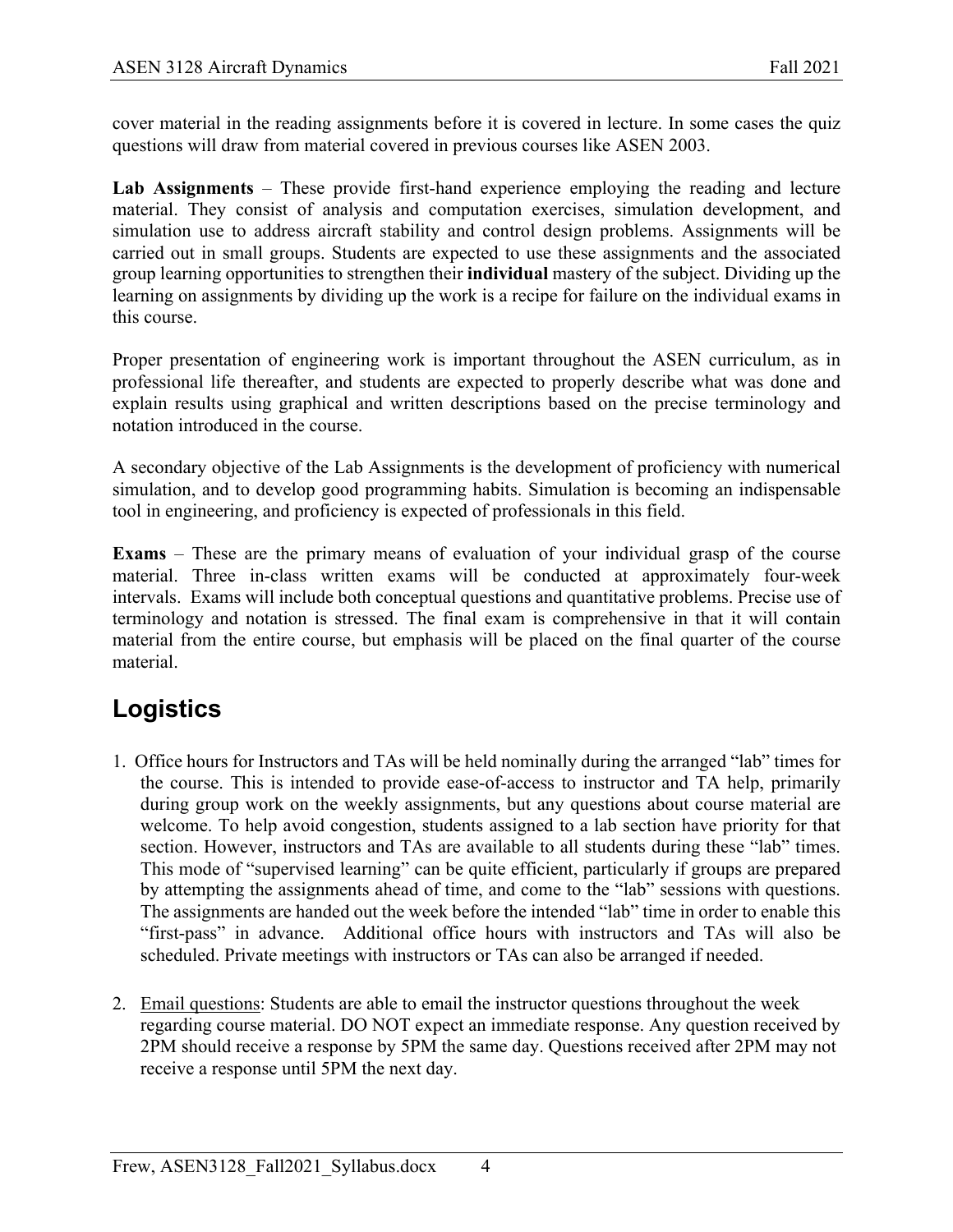cover material in the reading assignments before it is covered in lecture. In some cases the quiz questions will draw from material covered in previous courses like ASEN 2003.

**Lab Assignments** – These provide first-hand experience employing the reading and lecture material. They consist of analysis and computation exercises, simulation development, and simulation use to address aircraft stability and control design problems. Assignments will be carried out in small groups. Students are expected to use these assignments and the associated group learning opportunities to strengthen their **individual** mastery of the subject. Dividing up the learning on assignments by dividing up the work is a recipe for failure on the individual exams in this course.

Proper presentation of engineering work is important throughout the ASEN curriculum, as in professional life thereafter, and students are expected to properly describe what was done and explain results using graphical and written descriptions based on the precise terminology and notation introduced in the course.

A secondary objective of the Lab Assignments is the development of proficiency with numerical simulation, and to develop good programming habits. Simulation is becoming an indispensable tool in engineering, and proficiency is expected of professionals in this field.

**Exams** – These are the primary means of evaluation of your individual grasp of the course material. Three in-class written exams will be conducted at approximately four-week intervals. Exams will include both conceptual questions and quantitative problems. Precise use of terminology and notation is stressed. The final exam is comprehensive in that it will contain material from the entire course, but emphasis will be placed on the final quarter of the course material.

## Logistics

1. Office hours for Instructors and TAs will be held nominally during the arranged "lab" times for the course. This is intended to provide ease-of-access to instructor and TA help, primarily during group work on the weekly assignments, but any questions about course material are welcome. To help avoid congestion, students assigned to a lab section have priority for that section. However, instructors and TAs are available to all students during these "lab" times. This mode of "supervised learning" can be quite efficient, particularly if groups are prepared by attempting the assignments ahead of time, and come to the "lab" sessions with questions. The assignments are handed out the week before the intended "lab" time in order to enable this "first-pass" in advance. Additional office hours with instructors and TAs will also be scheduled. Private meetings with instructors or TAs can also be arranged if needed.

2. Email questions: Students are able to email the instructor questions throughout the week regarding course material. DO NOT expect an immediate response. Any question received by 2PM should receive a response by 5PM the same day. Questions received after 2PM may not receive a response until 5PM the next day.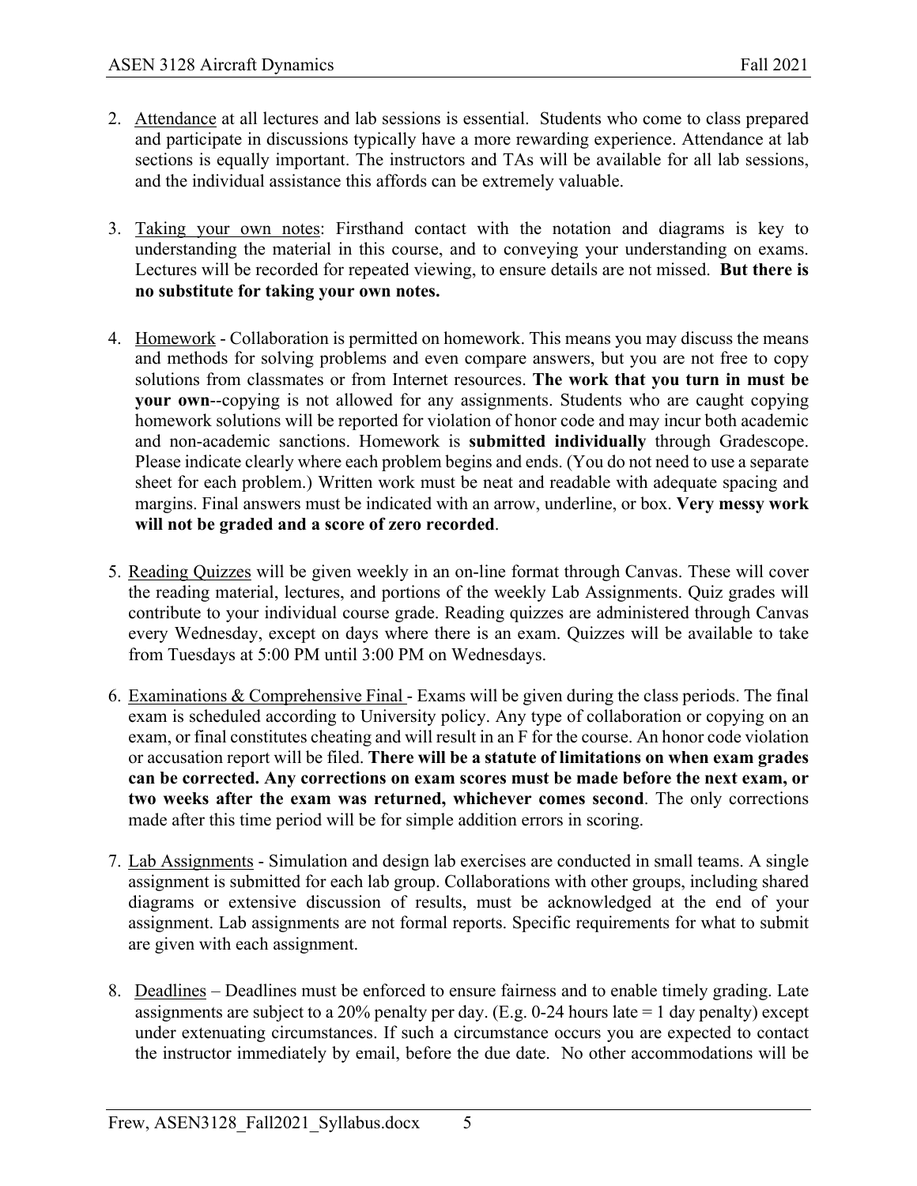2. Attendance at all lectures and lab sessions is essential. Students who come to class prepared and participate in discussions typically have a more rewarding experience. Attendance at lab sections is equally important. The instructors and TAs will be available for all lab sessions, and the individual assistance this affords can be extremely valuable.

3. Taking your own notes: Firsthand contact with the notation and diagrams is key to understanding the material in this course, and to conveying your understanding on exams. Lectures will be recorded for repeated viewing, to ensure details are not missed. **But there is no substitute for taking your own notes.**

4. Homework - Collaboration is permitted on homework. This means you may discuss the means and methods for solving problems and even compare answers, but you are not free to copy solutions from classmates or from Internet resources. **The work that you turn in must be your own**--copying is not allowed for any assignments. Students who are caught copying homework solutions will be reported for violation of honor code and may incur both academic and non-academic sanctions. Homework is **submitted individually** through Gradescope. Please indicate clearly where each problem begins and ends. (You do not need to use a separate sheet for each problem.) Written work must be neat and readable with adequate spacing and margins. Final answers must be indicated with an arrow, underline, or box. **Very messy work will not be graded and a score of zero recorded**.

5. Reading Quizzes will be given weekly in an on-line format through Canvas. These will cover the reading material, lectures, and portions of the weekly Lab Assignments. Quiz grades will contribute to your individual course grade. Reading quizzes are administered through Canvas every Wednesday, except on days where there is an exam. Quizzes will be available to take from Tuesdays at 5:00 PM until 3:00 PM on Wednesdays.

6. Examinations & Comprehensive Final - Exams will be given during the class periods. The final exam is scheduled according to University policy. Any type of collaboration or copying on an exam, or final constitutes cheating and will result in an F for the course. An honor code violation or accusation report will be filed. **There will be a statute of limitations on when exam grades can be corrected. Any corrections on exam scores must be made before the next exam, or two weeks after the exam was returned, whichever comes second**. The only corrections made after this time period will be for simple addition errors in scoring.

7. Lab Assignments - Simulation and design lab exercises are conducted in small teams. A single assignment is submitted for each lab group. Collaborations with other groups, including shared diagrams or extensive discussion of results, must be acknowledged at the end of your assignment. Lab assignments are not formal reports. Specific requirements for what to submit are given with each assignment.

8. Deadlines – Deadlines must be enforced to ensure fairness and to enable timely grading. Late assignments are subject to a 20% penalty per day. (E.g. 0-24 hours late = 1 day penalty) except under extenuating circumstances. If such a circumstance occurs you are expected to contact the instructor immediately by email, before the due date. No other accommodations will be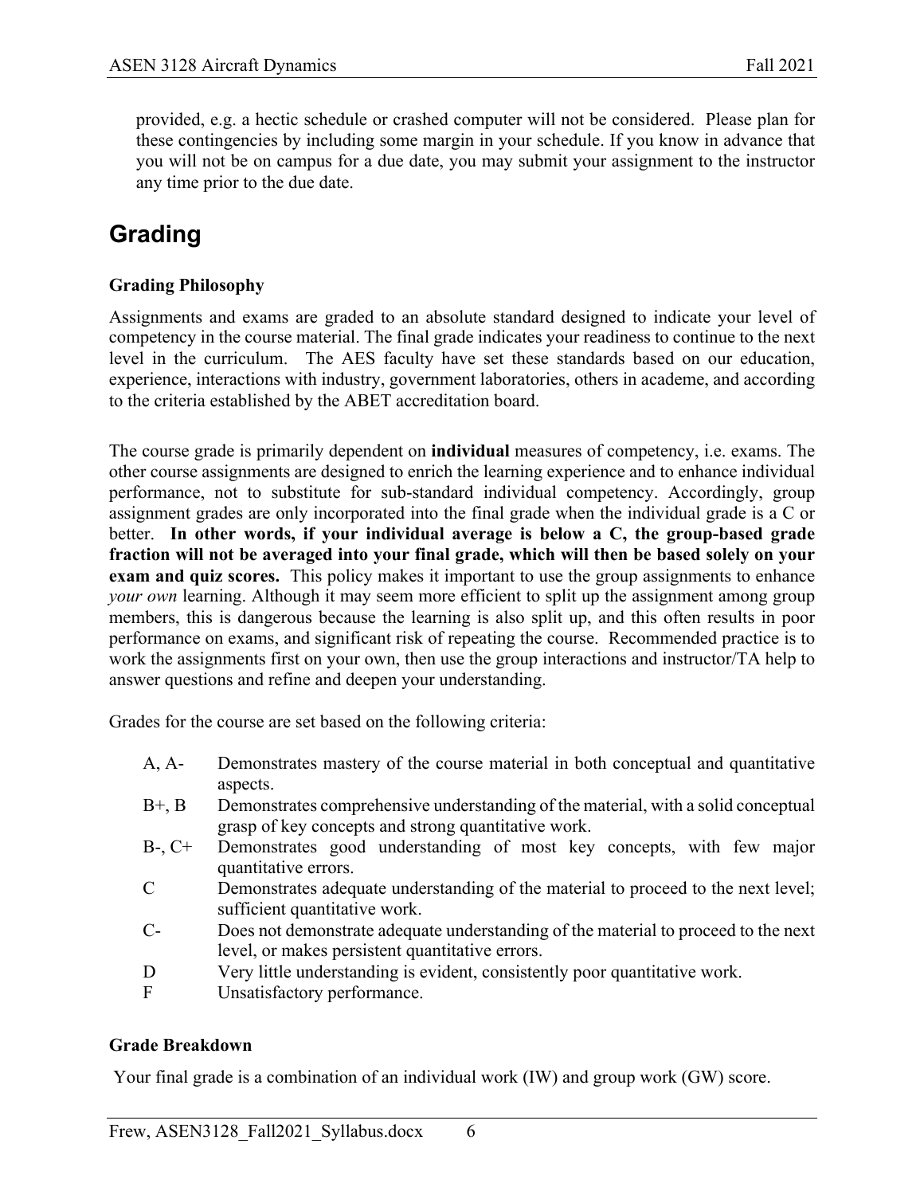provided, e.g. a hectic schedule or crashed computer will not be considered. Please plan for these contingencies by including some margin in your schedule. If you know in advance that you will not be on campus for a due date, you may submit your assignment to the instructor any time prior to the due date.

# Grading

### Grading Philosophy

Assignments and exams are graded to an absolute standard designed to indicate your level of competency in the course material. The final grade indicates your readiness to continue to the next level in the curriculum. The AES faculty have set these standards based on our education, experience, interactions with industry, government laboratories, others in academe, and according to the criteria established by the ABET accreditation board.

The course grade is primarily dependent on **individual** measures of competency, i.e. exams. The other course assignments are designed to enrich the learning experience and to enhance individual performance, not to substitute for sub-standard individual competency. Accordingly, group assignment grades are only incorporated into the final grade when the individual grade is a C or better. **In other words, if your individual average is below a C, the group-based grade fraction will not be averaged into your final grade, which will then be based solely on your exam and quiz scores.** This policy makes it important to use the group assignments to enhance *your own* learning. Although it may seem more efficient to split up the assignment among group members, this is dangerous because the learning is also split up, and this often results in poor performance on exams, and significant risk of repeating the course. Recommended practice is to work the assignments first on your own, then use the group interactions and instructor/TA help to answer questions and refine and deepen your understanding.

Grades for the course are set based on the following criteria:

- A, A- Demonstrates mastery of the course material in both conceptual and quantitative aspects.
- B+, B Demonstrates comprehensive understanding of the material, with a solid conceptual grasp of key concepts and strong quantitative work.
- B-, C+ Demonstrates good understanding of most key concepts, with few major quantitative errors.
- C Demonstrates adequate understanding of the material to proceed to the next level; sufficient quantitative work.
- C- Does not demonstrate adequate understanding of the material to proceed to the next level, or makes persistent quantitative errors.
- D Very little understanding is evident, consistently poor quantitative work.
- F Unsatisfactory performance.

### Grade Breakdown

Your final grade is a combination of an individual work (IW) and group work (GW) score.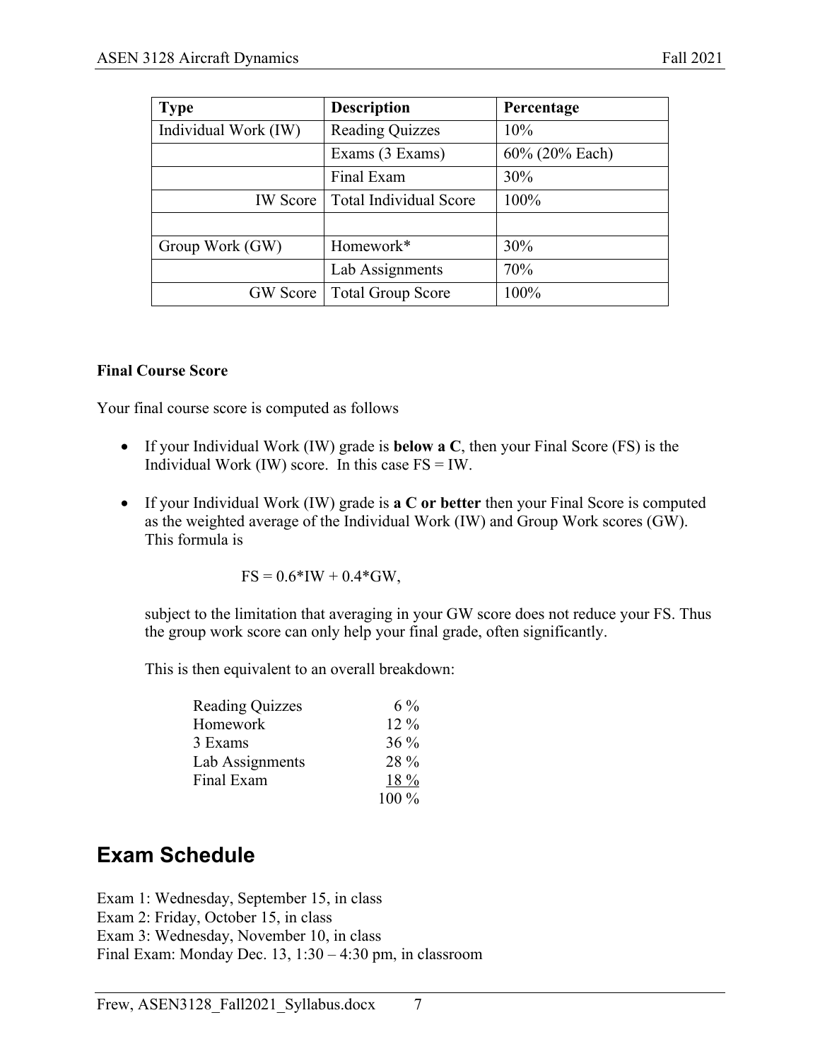| Type | Description | Percentage |
| --- | --- | --- |
| Individual Work (IW) | Reading Quizzes | 10% |
| | Exams (3 Exams) | 60% (20% Each) |
| | Final Exam | 30% |
| IW Score | Total Individual Score | 100% |
| | | |
| Group Work (GW) | Homework* | 30% |
| | Lab Assignments | 70% |
| GW Score | Total Group Score | 100% |

**Final Course Score**

Your final course score is computed as follows

- If your Individual Work (IW) grade is **below a C**, then your Final Score (FS) is the Individual Work (IW) score. In this case FS = IW.

- If your Individual Work (IW) grade is **a C or better** then your Final Score is computed as the weighted average of the Individual Work (IW) and Group Work scores (GW). This formula is

  FS = 0.6*IW + 0.4*GW,

  subject to the limitation that averaging in your GW score does not reduce your FS. Thus the group work score can only help your final grade, often significantly.

  This is then equivalent to an overall breakdown:

  | | |
  | --- | --- |
  | Reading Quizzes | 6 % |
  | Homework | 12 % |
  | 3 Exams | 36 % |
  | Lab Assignments | 28 % |
  | Final Exam | 18 % |
  | | 100 % |

## Exam Schedule

Exam 1: Wednesday, September 15, in class
Exam 2: Friday, October 15, in class
Exam 3: Wednesday, November 10, in class
Final Exam: Monday Dec. 13, 1:30 – 4:30 pm, in classroom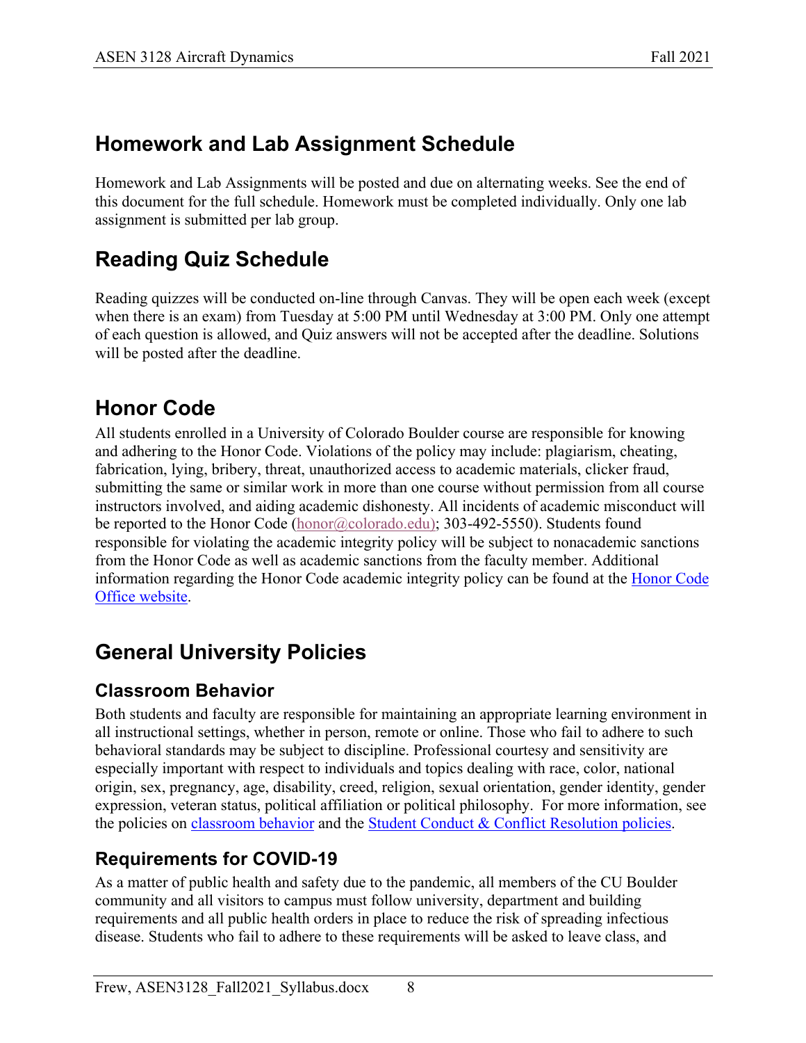## Homework and Lab Assignment Schedule

Homework and Lab Assignments will be posted and due on alternating weeks. See the end of this document for the full schedule. Homework must be completed individually. Only one lab assignment is submitted per lab group.

## Reading Quiz Schedule

Reading quizzes will be conducted on-line through Canvas. They will be open each week (except when there is an exam) from Tuesday at 5:00 PM until Wednesday at 3:00 PM. Only one attempt of each question is allowed, and Quiz answers will not be accepted after the deadline. Solutions will be posted after the deadline.

## Honor Code

All students enrolled in a University of Colorado Boulder course are responsible for knowing and adhering to the Honor Code. Violations of the policy may include: plagiarism, cheating, fabrication, lying, bribery, threat, unauthorized access to academic materials, clicker fraud, submitting the same or similar work in more than one course without permission from all course instructors involved, and aiding academic dishonesty. All incidents of academic misconduct will be reported to the Honor Code (honor@colorado.edu); 303-492-5550). Students found responsible for violating the academic integrity policy will be subject to nonacademic sanctions from the Honor Code as well as academic sanctions from the faculty member. Additional information regarding the Honor Code academic integrity policy can be found at the Honor Code Office website.

## General University Policies

### Classroom Behavior

Both students and faculty are responsible for maintaining an appropriate learning environment in all instructional settings, whether in person, remote or online. Those who fail to adhere to such behavioral standards may be subject to discipline. Professional courtesy and sensitivity are especially important with respect to individuals and topics dealing with race, color, national origin, sex, pregnancy, age, disability, creed, religion, sexual orientation, gender identity, gender expression, veteran status, political affiliation or political philosophy. For more information, see the policies on classroom behavior and the Student Conduct & Conflict Resolution policies.

### Requirements for COVID-19

As a matter of public health and safety due to the pandemic, all members of the CU Boulder community and all visitors to campus must follow university, department and building requirements and all public health orders in place to reduce the risk of spreading infectious disease. Students who fail to adhere to these requirements will be asked to leave class, and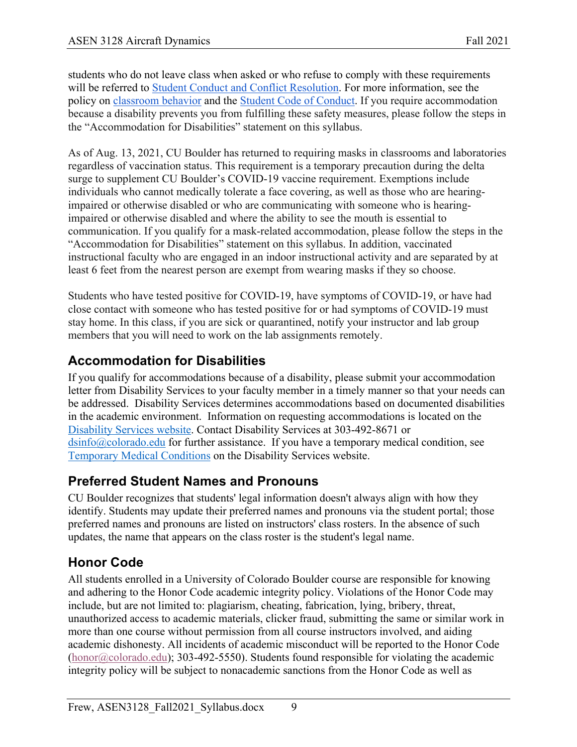students who do not leave class when asked or who refuse to comply with these requirements will be referred to [Student Conduct and Conflict Resolution](). For more information, see the policy on [classroom behavior]() and the [Student Code of Conduct](). If you require accommodation because a disability prevents you from fulfilling these safety measures, please follow the steps in the "Accommodation for Disabilities" statement on this syllabus.

As of Aug. 13, 2021, CU Boulder has returned to requiring masks in classrooms and laboratories regardless of vaccination status. This requirement is a temporary precaution during the delta surge to supplement CU Boulder's COVID-19 vaccine requirement. Exemptions include individuals who cannot medically tolerate a face covering, as well as those who are hearing-impaired or otherwise disabled or who are communicating with someone who is hearing-impaired or otherwise disabled and where the ability to see the mouth is essential to communication. If you qualify for a mask-related accommodation, please follow the steps in the "Accommodation for Disabilities" statement on this syllabus. In addition, vaccinated instructional faculty who are engaged in an indoor instructional activity and are separated by at least 6 feet from the nearest person are exempt from wearing masks if they so choose.

Students who have tested positive for COVID-19, have symptoms of COVID-19, or have had close contact with someone who has tested positive for or had symptoms of COVID-19 must stay home. In this class, if you are sick or quarantined, notify your instructor and lab group members that you will need to work on the lab assignments remotely.

## Accommodation for Disabilities

If you qualify for accommodations because of a disability, please submit your accommodation letter from Disability Services to your faculty member in a timely manner so that your needs can be addressed. Disability Services determines accommodations based on documented disabilities in the academic environment. Information on requesting accommodations is located on the [Disability Services website](). Contact Disability Services at 303-492-8671 or dsinfo@colorado.edu for further assistance. If you have a temporary medical condition, see [Temporary Medical Conditions]() on the Disability Services website.

## Preferred Student Names and Pronouns

CU Boulder recognizes that students' legal information doesn't always align with how they identify. Students may update their preferred names and pronouns via the student portal; those preferred names and pronouns are listed on instructors' class rosters. In the absence of such updates, the name that appears on the class roster is the student's legal name.

## Honor Code

All students enrolled in a University of Colorado Boulder course are responsible for knowing and adhering to the Honor Code academic integrity policy. Violations of the Honor Code may include, but are not limited to: plagiarism, cheating, fabrication, lying, bribery, threat, unauthorized access to academic materials, clicker fraud, submitting the same or similar work in more than one course without permission from all course instructors involved, and aiding academic dishonesty. All incidents of academic misconduct will be reported to the Honor Code (honor@colorado.edu); 303-492-5550). Students found responsible for violating the academic integrity policy will be subject to nonacademic sanctions from the Honor Code as well as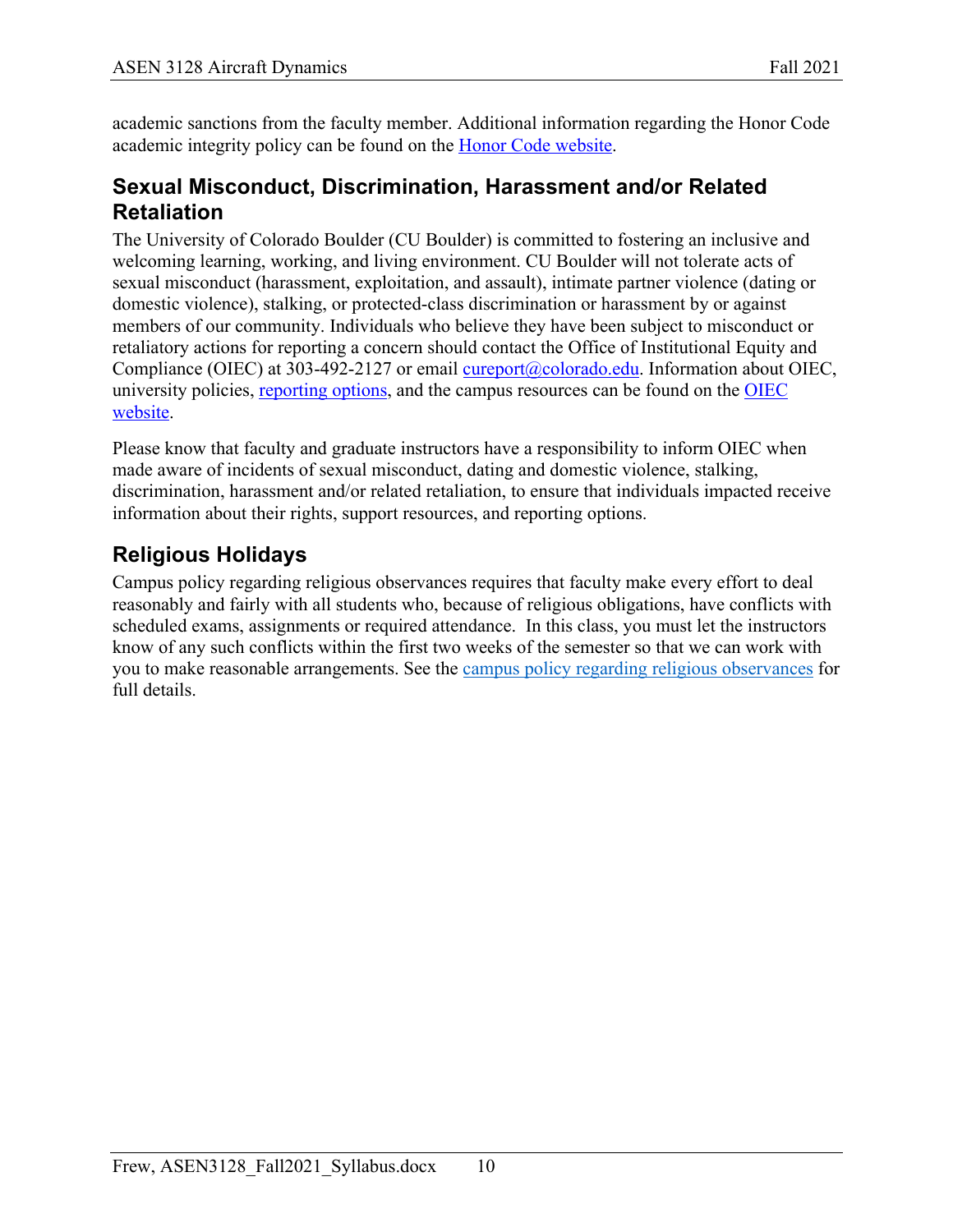academic sanctions from the faculty member. Additional information regarding the Honor Code academic integrity policy can be found on the [Honor Code website](#).

## Sexual Misconduct, Discrimination, Harassment and/or Related Retaliation

The University of Colorado Boulder (CU Boulder) is committed to fostering an inclusive and welcoming learning, working, and living environment. CU Boulder will not tolerate acts of sexual misconduct (harassment, exploitation, and assault), intimate partner violence (dating or domestic violence), stalking, or protected-class discrimination or harassment by or against members of our community. Individuals who believe they have been subject to misconduct or retaliatory actions for reporting a concern should contact the Office of Institutional Equity and Compliance (OIEC) at 303-492-2127 or email cureport@colorado.edu. Information about OIEC, university policies, [reporting options](#), and the campus resources can be found on the [OIEC website](#).

Please know that faculty and graduate instructors have a responsibility to inform OIEC when made aware of incidents of sexual misconduct, dating and domestic violence, stalking, discrimination, harassment and/or related retaliation, to ensure that individuals impacted receive information about their rights, support resources, and reporting options.

## Religious Holidays

Campus policy regarding religious observances requires that faculty make every effort to deal reasonably and fairly with all students who, because of religious obligations, have conflicts with scheduled exams, assignments or required attendance. In this class, you must let the instructors know of any such conflicts within the first two weeks of the semester so that we can work with you to make reasonable arrangements. See the [campus policy regarding religious observances](#) for full details.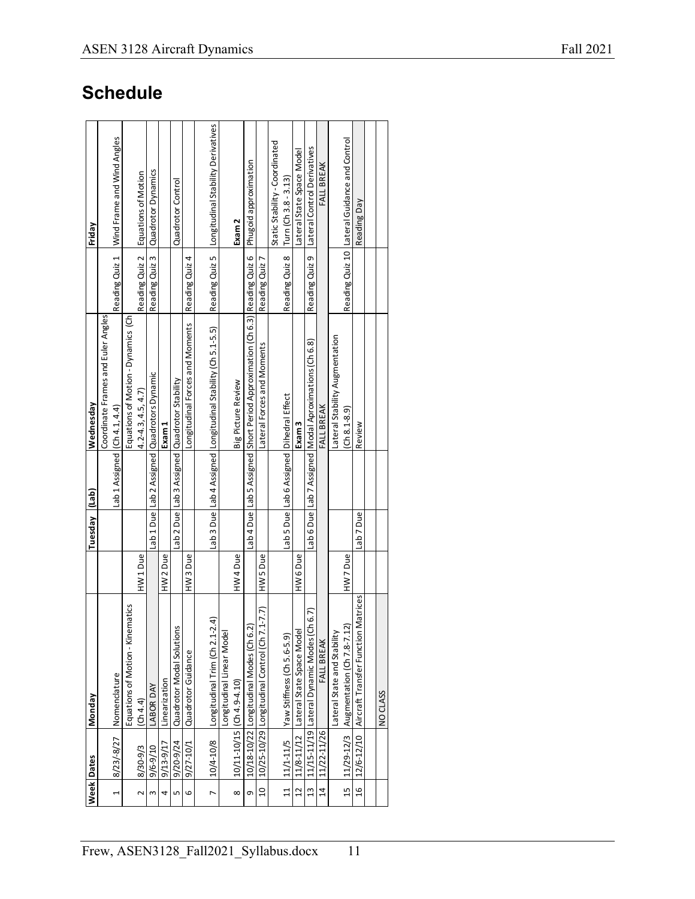# Schedule

| Week | Dates | Monday | | Tuesday | (Lab) | Wednesday | | Friday |
|---|---|---|---|---|---|---|---|---|
| 1 | 8/23-8/27 | Nomenclature | | | Lab 1 Assigned | Coordinate Frames and Euler Angles (Ch 4.1, 4.4) | Reading Quiz 1 | Wind Frame and Wind Angles |
| 2 | 8/30-9/3 | Equations of Motion - Kinematics (Ch 4.4) | HW 1 Due | | | Equations of Motion - Dynamics (Ch 4.2-4.3, 4.5, 4.7) | Reading Quiz 2 | Equations of Motion |
| 3 | 9/6-9/10 | LABOR DAY | | Lab 1 Due | Lab 2 Assigned | Quadrotors Dynamic | Reading Quiz 3 | Quadrotor Dynamics |
| 4 | 9/13-9/17 | Linearization | HW 2 Due | | | **Exam 1** | | |
| 5 | 9/20-9/24 | Quadrotor Modal Solutions | | Lab 2 Due | Lab 3 Assigned | Quadrotor Stability | | Quadrotor Control |
| 6 | 9/27-10/1 | Quadrotor Guidance | HW 3 Due | | | Longitudinal Forces and Moments | Reading Quiz 4 | |
| 7 | 10/4-10/8 | Longitudinal Trim (Ch 2.1-2.4) | | Lab 3 Due | Lab 4 Assigned | Longitudinal Stability (Ch 5.1-5.5) | Reading Quiz 5 | Longitudinal Stability Derivatives |
| 8 | 10/11-10/15 | Longitudinal Linear Model (Ch 4.9-4.10) | HW 4 Due | | | Big Picture Review | | **Exam 2** |
| 9 | 10/18-10/22 | Longitudinal Modes (Ch 6.2) | | Lab 4 Due | Lab 5 Assigned | Short Period Approximation (Ch 6.3) | Reading Quiz 6 | Phugoid approximation |
| 10 | 10/25-10/29 | Longitudinal Control (Ch 7.1-7.7) | HW 5 Due | | | Lateral Forces and Moments | Reading Quiz 7 | |
| 11 | 11/1-11/5 | Yaw Stiffness (Ch 5.6-5.9) | | Lab 5 Due | Lab 6 Assigned | Dihedral Effect | Reading Quiz 8 | Static Stability - Coordinated Turn (Ch 3.8 - 3.13) |
| 12 | 11/8-11/12 | Lateral State Space Model | HW 6 Due | | | **Exam 3** | | Lateral State Space Model |
| 13 | 11/15-11/19 | Lateral Dynamic Modes (Ch 6.7) | | Lab 6 Due | Lab 7 Assigned | Modal Aproximations (Ch 6.8) | Reading Quiz 9 | Lateral Control Derivatives |
| 14 | 11/22-11/26 | FALL BREAK | | | | FALL BREAK | | FALL BREAK |
| 15 | 11/29-12/3 | Lateral State and Stability Augmentation (Ch 7.8-7.12) | HW 7 Due | | | Lateral Stability Augmentation (Ch 8.1-8.9) | Reading Quiz 10 | Lateral Guidance and Control |
| 16 | 12/6-12/10 | Aircraft Transfer Function Matrices | | Lab 7 Due | | Review | | Reading Day |
| | | | | | | | | |
| | | NO CLASS | | | | | | |